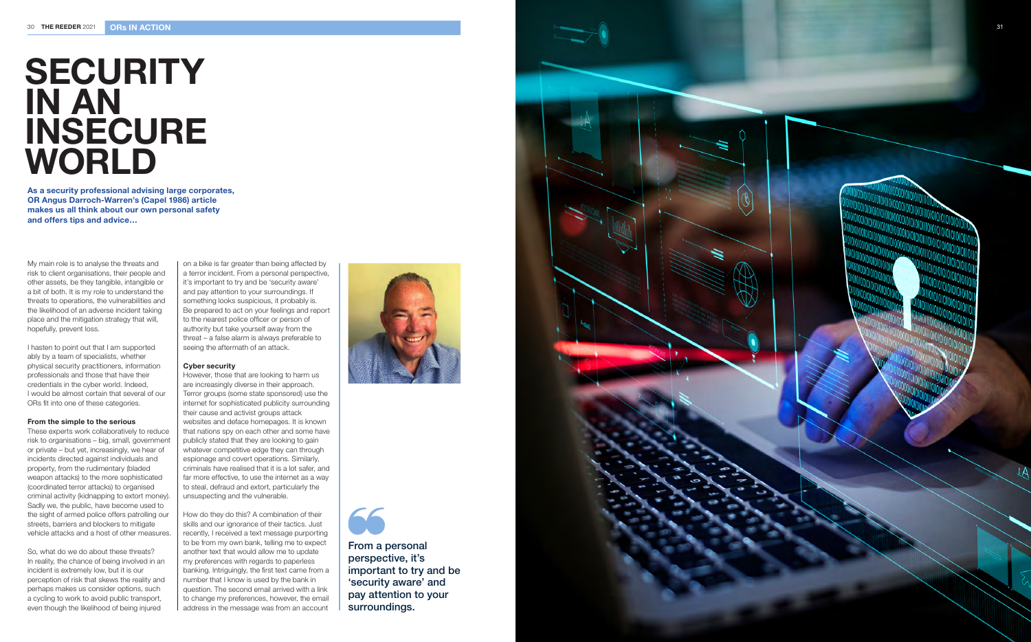# SECURITY IN AN INSECURE WORLD

**As a security professional advising large corporates, OR Angus Darroch-Warren's (Capel 1986) article makes us all think about our own personal safety and offers tips and advice…**

My main role is to analyse the threats and risk to client organisations, their people and other assets, be they tangible, intangible or a bit of both. It is my role to understand the threats to operations, the vulnerabilities and the likelihood of an adverse incident taking place and the mitigation strategy that will, hopefully, prevent loss.

I hasten to point out that I am supported ably by a team of specialists, whether physical security practitioners, information professionals and those that have their credentials in the cyber world. Indeed, I would be almost certain that several of our ORs fit into one of these categories.

### From the simple to the serious

These experts work collaboratively to reduce risk to organisations – big, small, government or private – but yet, increasingly, we hear of incidents directed against individuals and property, from the rudimentary (bladed weapon attacks) to the more sophisticated (coordinated terror attacks) to organised criminal activity (kidnapping to extort money). Sadly we, the public, have become used to the sight of armed police offers patrolling our streets, barriers and blockers to mitigate vehicle attacks and a host of other measures.

So, what do we do about these threats? In reality, the chance of being involved in an incident is extremely low, but it is our perception of risk that skews the reality and perhaps makes us consider options, such a cycling to work to avoid public transport, even though the likelihood of being injured on a bike is far greater than being affected by a terror incident. From a personal perspective, it's important to try and be 'security aware' and pay attention to your surroundings. If something looks suspicious, it probably is. Be prepared to act on your feelings and report to the nearest police officer or person of authority but take yourself away from the threat – a false alarm is always preferable to seeing the aftermath of an attack.

### Cyber security

However, those that are looking to harm us are increasingly diverse in their approach. Terror groups (some state sponsored) use the internet for sophisticated publicity surrounding their cause and activist groups attack websites and deface homepages. It is known that nations spy on each other and some have publicly stated that they are looking to gain whatever competitive edge they can through espionage and covert operations. Similarly, criminals have realised that it is a lot safer, and far more effective, to use the internet as a way to steal, defraud and extort, particularly the unsuspecting and the vulnerable.

How do they do this? A combination of their skills and our ignorance of their tactics. Just recently, I received a text message purporting to be from my own bank, telling me to expect another text that would allow me to update my preferences with regards to paperless banking. Intriguingly, the first text came from a number that I know is used by the bank in question. The second email arrived with a link to change my preferences, however, the email address in the message was from an account

> From a personal perspective, it's important to try and be 'security aware' and pay attention to your surroundings.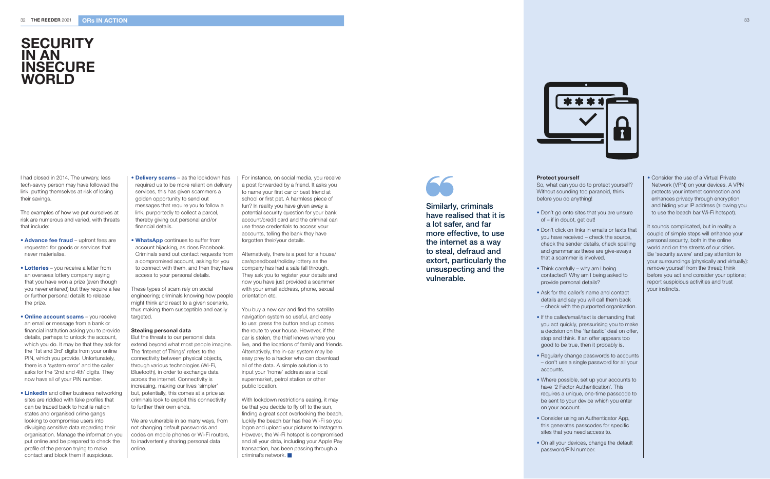# SECURITY IN AN INSECURE WORLD

I had closed in 2014. The unwary, less tech-savvy person may have followed the link, putting themselves at risk of losing their savings.

The examples of how we put ourselves at risk are numerous and varied, with threats that include:

- **Advance fee fraud** – upfront fees are requested for goods or services that never materialise.
- **Lotteries** – you receive a letter from an overseas lottery company saying that you have won a prize (even though you never entered) but they require a fee or further personal details to release the prize.
- **Online account scams** – you receive an email or message from a bank or financial institution asking you to provide details, perhaps to unlock the account, which you do. It may be that they ask for the '1st and 3rd' digits from your online PIN, which you provide. Unfortunately, there is a 'system error' and the caller asks for the '2nd and 4th' digits. They now have all of your PIN number.
- **LinkedIn** and other business networking sites are riddled with fake profiles that can be traced back to hostile nation states and organised crime gangs looking to compromise users into divulging sensitive data regarding their organisation. Manage the information you put online and be prepared to check the profile of the person trying to make contact and block them if suspicious.
- **Delivery scams** – as the lockdown has required us to be more reliant on delivery services, this has given scammers a golden opportunity to send out messages that require you to follow a link, purportedly to collect a parcel, thereby giving out personal and/or financial details.
- **WhatsApp** continues to suffer from account hijacking, as does Facebook. Criminals send out contact requests from a compromised account, asking for you to connect with them, and then they have access to your personal details.

These types of scam rely on social engineering; criminals knowing how people might think and react to a given scenario, thus making them susceptible and easily targeted.

### Stealing personal data

But the threats to our personal data extend beyond what most people imagine. The 'Internet of Things' refers to the connectivity between physical objects, through various technologies (Wi-Fi, Bluetooth), in order to exchange data across the internet. Connectivity is increasing, making our lives 'simpler' but, potentially, this comes at a price as criminals look to exploit this connectivity to further their own ends.

We are vulnerable in so many ways, from not changing default passwords and codes on mobile phones or Wi-Fi routers, to inadvertently sharing personal data online.

For instance, on social media, you receive a post forwarded by a friend. It asks you to name your first car or best friend at school or first pet. A harmless piece of fun? In reality you have given away a potential security question for your bank account/credit card and the criminal can use these credentials to access your accounts, telling the bank they have forgotten their/your details.

Alternatively, there is a post for a house/car/speedboat/holiday lottery as the company has had a sale fall through. They ask you to register your details and now you have just provided a scammer with your email address, phone, sexual orientation etc.

You buy a new car and find the satellite navigation system so useful, and easy to use: press the button and up comes the route to your house. However, if the car is stolen, the thief knows where you live, and the locations of family and friends. Alternatively, the in-car system may be easy prey to a hacker who can download all of the data. A simple solution is to input your 'home' address as a local supermarket, petrol station or other public location.

With lockdown restrictions easing, it may be that you decide to fly off to the sun, finding a great spot overlooking the beach, luckily the beach bar has free Wi-Fi so you logon and upload your pictures to Instagram. However, the Wi-Fi hotspot is compromised and all your data, including your Apple Pay transaction, has been passing through a criminal's network. ■

> Similarly, criminals have realised that it is a lot safer, and far more effective, to use the internet as a way to steal, defraud and extort, particularly the unsuspecting and the vulnerable.

### Protect yourself

So, what can you do to protect yourself? Without sounding too paranoid, think before you do anything!

- Don't go onto sites that you are unsure of – if in doubt, get out!
- Don't click on links in emails or texts that you have received – check the source, check the sender details, check spelling and grammar as these are give-aways that a scammer is involved.
- Think carefully – why am I being contacted? Why am I being asked to provide personal details?
- Ask for the caller's name and contact details and say you will call them back – check with the purported organisation.
- If the caller/email/text is demanding that you act quickly, pressurising you to make a decision on the 'fantastic' deal on offer, stop and think. If an offer appears too good to be true, then it probably is.
- Regularly change passwords to accounts – don't use a single password for all your accounts.
- Where possible, set up your accounts to have '2 Factor Authentication'. This requires a unique, one-time passcode to be sent to your device which you enter on your account.
- Consider using an Authenticator App, this generates passcodes for specific sites that you need access to.
- On all your devices, change the default password/PIN number.
- Consider the use of a Virtual Private Network (VPN) on your devices. A VPN protects your internet connection and enhances privacy through encryption and hiding your IP address (allowing you to use the beach bar Wi-Fi hotspot).

It sounds complicated, but in reality a couple of simple steps will enhance your personal security, both in the online world and on the streets of our cities. Be 'security aware' and pay attention to your surroundings (physically and virtually): remove yourself from the threat; think before you act and consider your options; report suspicious activities and trust your instincts.